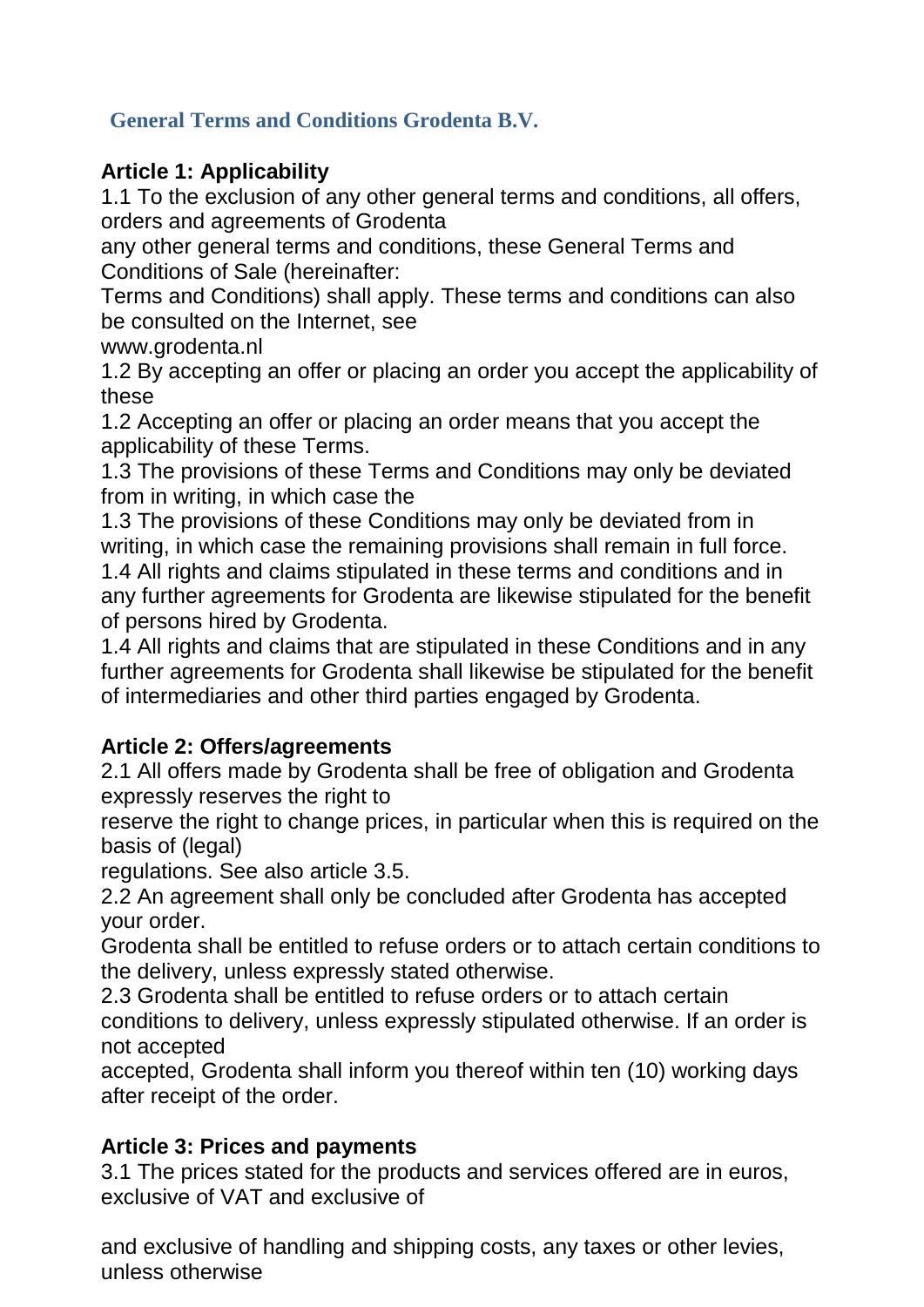## General Terms and Conditions Grodenta B.V.

**Article 1: Applicability**

1.1 To the exclusion of any other general terms and conditions, all offers, orders and agreements of Grodenta
any other general terms and conditions, these General Terms and Conditions of Sale (hereinafter:
Terms and Conditions) shall apply. These terms and conditions can also be consulted on the Internet, see
www.grodenta.nl
1.2 By accepting an offer or placing an order you accept the applicability of these
1.2 Accepting an offer or placing an order means that you accept the applicability of these Terms.
1.3 The provisions of these Terms and Conditions may only be deviated from in writing, in which case the
1.3 The provisions of these Conditions may only be deviated from in writing, in which case the remaining provisions shall remain in full force.
1.4 All rights and claims stipulated in these terms and conditions and in any further agreements for Grodenta are likewise stipulated for the benefit of persons hired by Grodenta.
1.4 All rights and claims that are stipulated in these Conditions and in any further agreements for Grodenta shall likewise be stipulated for the benefit of intermediaries and other third parties engaged by Grodenta.

**Article 2: Offers/agreements**

2.1 All offers made by Grodenta shall be free of obligation and Grodenta expressly reserves the right to
reserve the right to change prices, in particular when this is required on the basis of (legal)
regulations. See also article 3.5.
2.2 An agreement shall only be concluded after Grodenta has accepted your order.
Grodenta shall be entitled to refuse orders or to attach certain conditions to the delivery, unless expressly stated otherwise.
2.3 Grodenta shall be entitled to refuse orders or to attach certain conditions to delivery, unless expressly stipulated otherwise. If an order is not accepted
accepted, Grodenta shall inform you thereof within ten (10) working days after receipt of the order.

**Article 3: Prices and payments**

3.1 The prices stated for the products and services offered are in euros, exclusive of VAT and exclusive of

and exclusive of handling and shipping costs, any taxes or other levies, unless otherwise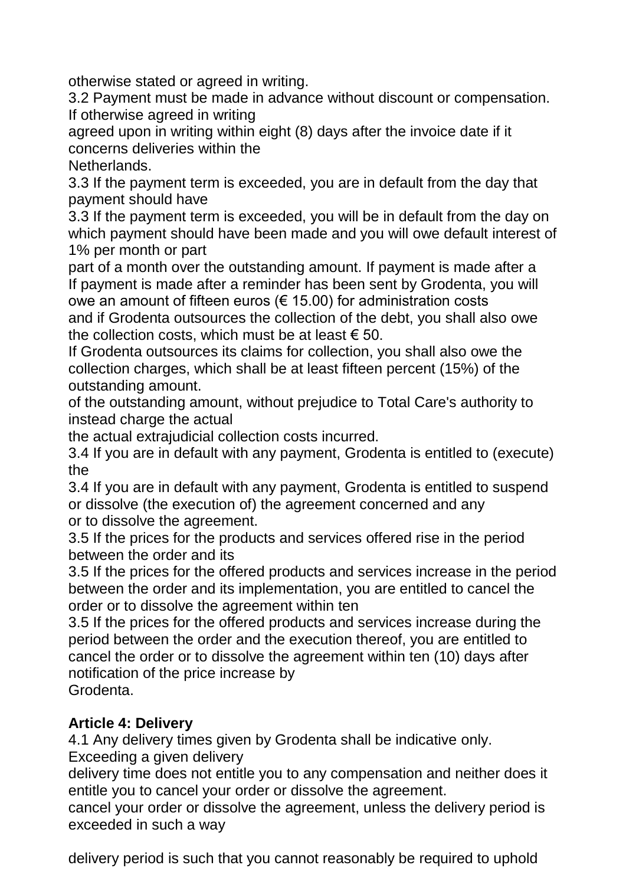otherwise stated or agreed in writing.
3.2 Payment must be made in advance without discount or compensation. If otherwise agreed in writing
agreed upon in writing within eight (8) days after the invoice date if it concerns deliveries within the
Netherlands.
3.3 If the payment term is exceeded, you are in default from the day that payment should have
3.3 If the payment term is exceeded, you will be in default from the day on which payment should have been made and you will owe default interest of 1% per month or part
part of a month over the outstanding amount. If payment is made after a
If payment is made after a reminder has been sent by Grodenta, you will owe an amount of fifteen euros (€ 15.00) for administration costs
and if Grodenta outsources the collection of the debt, you shall also owe the collection costs, which must be at least € 50.
If Grodenta outsources its claims for collection, you shall also owe the collection charges, which shall be at least fifteen percent (15%) of the outstanding amount.
of the outstanding amount, without prejudice to Total Care's authority to instead charge the actual
the actual extrajudicial collection costs incurred.
3.4 If you are in default with any payment, Grodenta is entitled to (execute) the
3.4 If you are in default with any payment, Grodenta is entitled to suspend or dissolve (the execution of) the agreement concerned and any
or to dissolve the agreement.
3.5 If the prices for the products and services offered rise in the period between the order and its
3.5 If the prices for the offered products and services increase in the period between the order and its implementation, you are entitled to cancel the order or to dissolve the agreement within ten
3.5 If the prices for the offered products and services increase during the period between the order and the execution thereof, you are entitled to cancel the order or to dissolve the agreement within ten (10) days after notification of the price increase by
Grodenta.

**Article 4: Delivery**

4.1 Any delivery times given by Grodenta shall be indicative only. Exceeding a given delivery
delivery time does not entitle you to any compensation and neither does it entitle you to cancel your order or dissolve the agreement.
cancel your order or dissolve the agreement, unless the delivery period is exceeded in such a way

delivery period is such that you cannot reasonably be required to uphold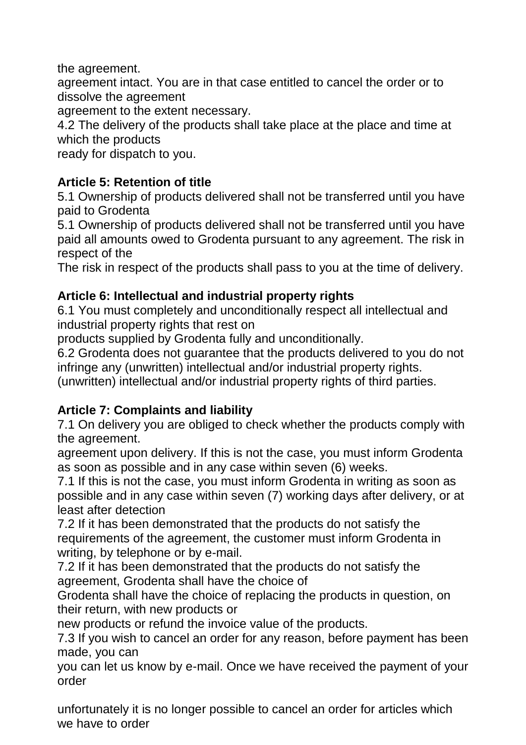the agreement.

agreement intact. You are in that case entitled to cancel the order or to dissolve the agreement

agreement to the extent necessary.

4.2 The delivery of the products shall take place at the place and time at which the products

ready for dispatch to you.

**Article 5: Retention of title**

5.1 Ownership of products delivered shall not be transferred until you have paid to Grodenta

5.1 Ownership of products delivered shall not be transferred until you have paid all amounts owed to Grodenta pursuant to any agreement. The risk in respect of the

The risk in respect of the products shall pass to you at the time of delivery.

**Article 6: Intellectual and industrial property rights**

6.1 You must completely and unconditionally respect all intellectual and industrial property rights that rest on

products supplied by Grodenta fully and unconditionally.

6.2 Grodenta does not guarantee that the products delivered to you do not infringe any (unwritten) intellectual and/or industrial property rights.

(unwritten) intellectual and/or industrial property rights of third parties.

**Article 7: Complaints and liability**

7.1 On delivery you are obliged to check whether the products comply with the agreement.

agreement upon delivery. If this is not the case, you must inform Grodenta as soon as possible and in any case within seven (6) weeks.

7.1 If this is not the case, you must inform Grodenta in writing as soon as possible and in any case within seven (7) working days after delivery, or at least after detection

7.2 If it has been demonstrated that the products do not satisfy the requirements of the agreement, the customer must inform Grodenta in writing, by telephone or by e-mail.

7.2 If it has been demonstrated that the products do not satisfy the agreement, Grodenta shall have the choice of

Grodenta shall have the choice of replacing the products in question, on their return, with new products or

new products or refund the invoice value of the products.

7.3 If you wish to cancel an order for any reason, before payment has been made, you can

you can let us know by e-mail. Once we have received the payment of your order

unfortunately it is no longer possible to cancel an order for articles which we have to order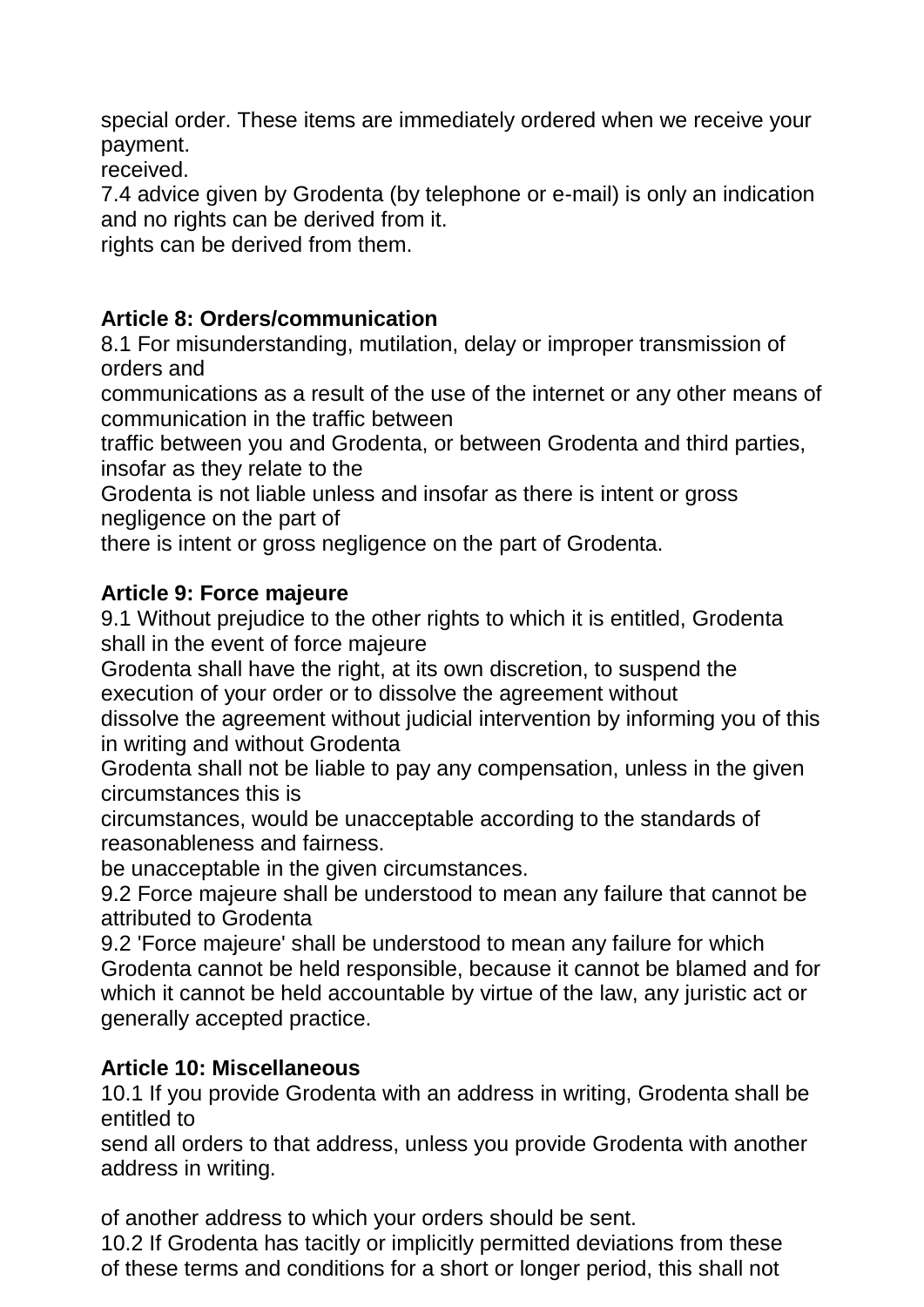special order. These items are immediately ordered when we receive your payment.
received.
7.4 advice given by Grodenta (by telephone or e-mail) is only an indication and no rights can be derived from it.
rights can be derived from them.

**Article 8: Orders/communication**
8.1 For misunderstanding, mutilation, delay or improper transmission of orders and
communications as a result of the use of the internet or any other means of communication in the traffic between
traffic between you and Grodenta, or between Grodenta and third parties, insofar as they relate to the
Grodenta is not liable unless and insofar as there is intent or gross negligence on the part of
there is intent or gross negligence on the part of Grodenta.

**Article 9: Force majeure**
9.1 Without prejudice to the other rights to which it is entitled, Grodenta shall in the event of force majeure
Grodenta shall have the right, at its own discretion, to suspend the execution of your order or to dissolve the agreement without
dissolve the agreement without judicial intervention by informing you of this in writing and without Grodenta
Grodenta shall not be liable to pay any compensation, unless in the given circumstances this is
circumstances, would be unacceptable according to the standards of reasonableness and fairness.
be unacceptable in the given circumstances.
9.2 Force majeure shall be understood to mean any failure that cannot be attributed to Grodenta
9.2 'Force majeure' shall be understood to mean any failure for which Grodenta cannot be held responsible, because it cannot be blamed and for which it cannot be held accountable by virtue of the law, any juristic act or generally accepted practice.

**Article 10: Miscellaneous**
10.1 If you provide Grodenta with an address in writing, Grodenta shall be entitled to
send all orders to that address, unless you provide Grodenta with another address in writing.

of another address to which your orders should be sent.
10.2 If Grodenta has tacitly or implicitly permitted deviations from these
of these terms and conditions for a short or longer period, this shall not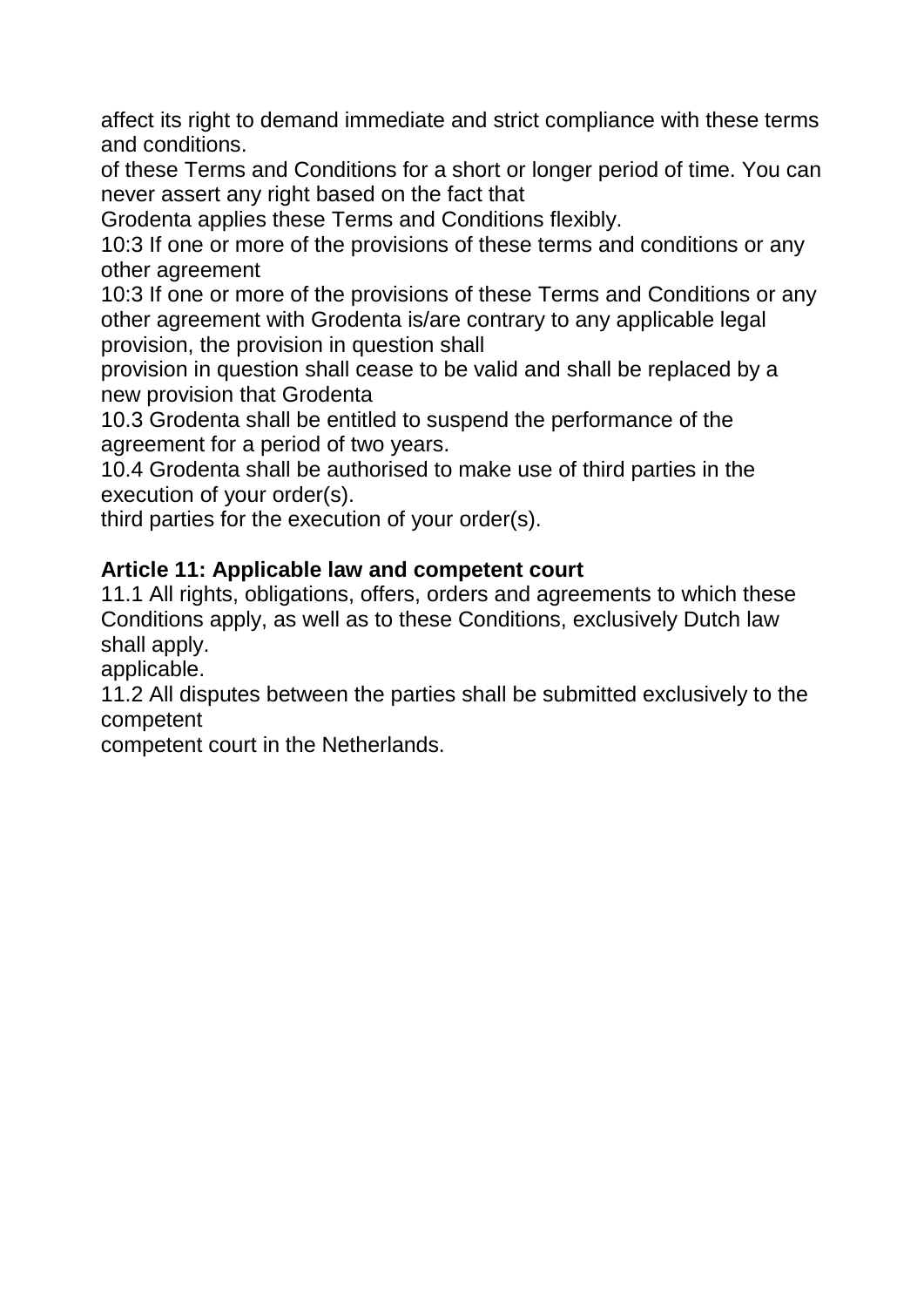affect its right to demand immediate and strict compliance with these terms and conditions.
of these Terms and Conditions for a short or longer period of time. You can never assert any right based on the fact that
Grodenta applies these Terms and Conditions flexibly.
10:3 If one or more of the provisions of these terms and conditions or any other agreement
10:3 If one or more of the provisions of these Terms and Conditions or any other agreement with Grodenta is/are contrary to any applicable legal provision, the provision in question shall
provision in question shall cease to be valid and shall be replaced by a new provision that Grodenta
10.3 Grodenta shall be entitled to suspend the performance of the agreement for a period of two years.
10.4 Grodenta shall be authorised to make use of third parties in the execution of your order(s).
third parties for the execution of your order(s).

**Article 11: Applicable law and competent court**

11.1 All rights, obligations, offers, orders and agreements to which these Conditions apply, as well as to these Conditions, exclusively Dutch law shall apply.
applicable.
11.2 All disputes between the parties shall be submitted exclusively to the competent
competent court in the Netherlands.